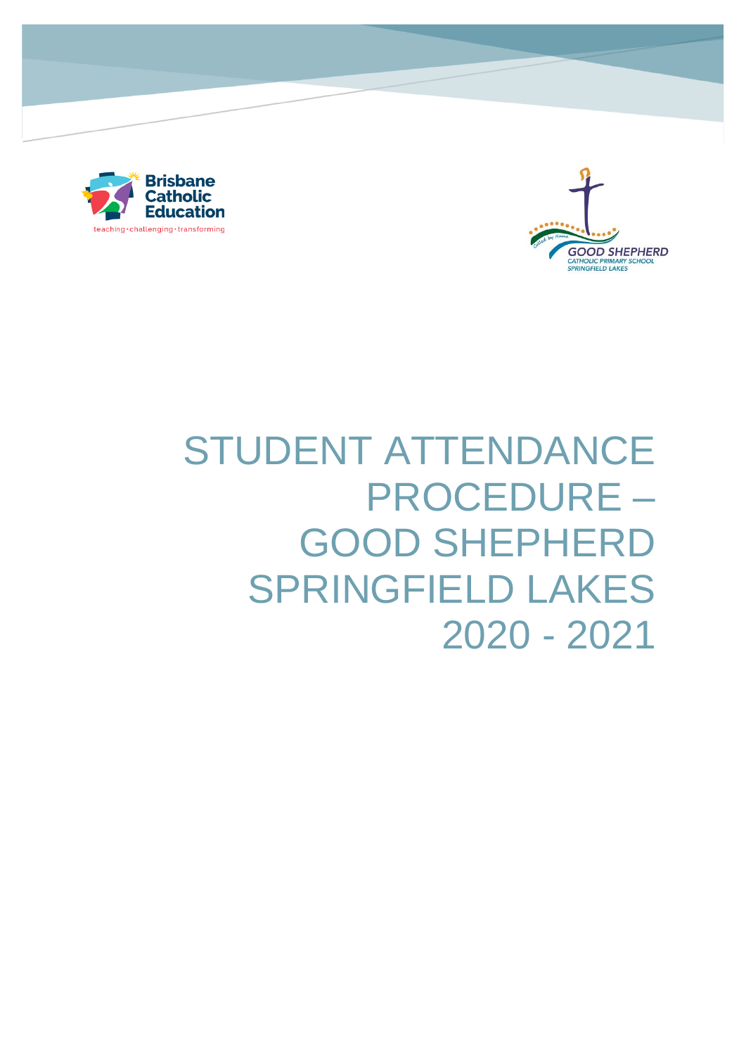# STUDENT ATTENDANCE PROCEDURE – GOOD SHEPHERD SPRINGFIELD LAKES 2020 - 2021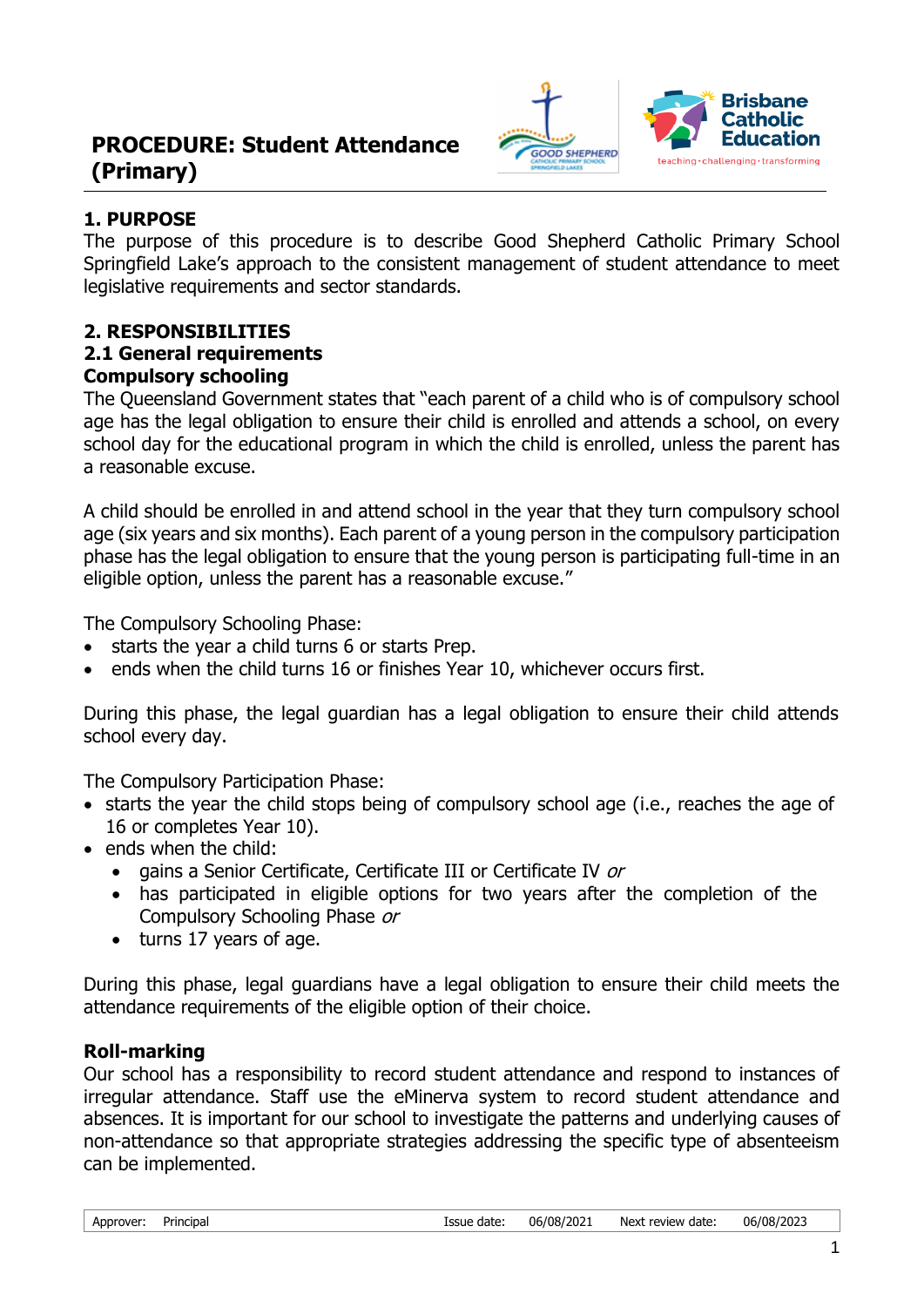# PROCEDURE: Student Attendance (Primary)

## 1. PURPOSE

The purpose of this procedure is to describe Good Shepherd Catholic Primary School Springfield Lake's approach to the consistent management of student attendance to meet legislative requirements and sector standards.

## 2. RESPONSIBILITIES

### 2.1 General requirements

**Compulsory schooling**

The Queensland Government states that "each parent of a child who is of compulsory school age has the legal obligation to ensure their child is enrolled and attends a school, on every school day for the educational program in which the child is enrolled, unless the parent has a reasonable excuse.

A child should be enrolled in and attend school in the year that they turn compulsory school age (six years and six months). Each parent of a young person in the compulsory participation phase has the legal obligation to ensure that the young person is participating full-time in an eligible option, unless the parent has a reasonable excuse."

The Compulsory Schooling Phase:

- starts the year a child turns 6 or starts Prep.
- ends when the child turns 16 or finishes Year 10, whichever occurs first.

During this phase, the legal guardian has a legal obligation to ensure their child attends school every day.

The Compulsory Participation Phase:

- starts the year the child stops being of compulsory school age (i.e., reaches the age of 16 or completes Year 10).
- ends when the child:
  - gains a Senior Certificate, Certificate III or Certificate IV *or*
  - has participated in eligible options for two years after the completion of the Compulsory Schooling Phase *or*
  - turns 17 years of age.

During this phase, legal guardians have a legal obligation to ensure their child meets the attendance requirements of the eligible option of their choice.

**Roll-marking**

Our school has a responsibility to record student attendance and respond to instances of irregular attendance. Staff use the eMinerva system to record student attendance and absences. It is important for our school to investigate the patterns and underlying causes of non-attendance so that appropriate strategies addressing the specific type of absenteeism can be implemented.

| Approver: | Principal | Issue date: | 06/08/2021 | Next review date: | 06/08/2023 |
| --- | --- | --- | --- | --- | --- |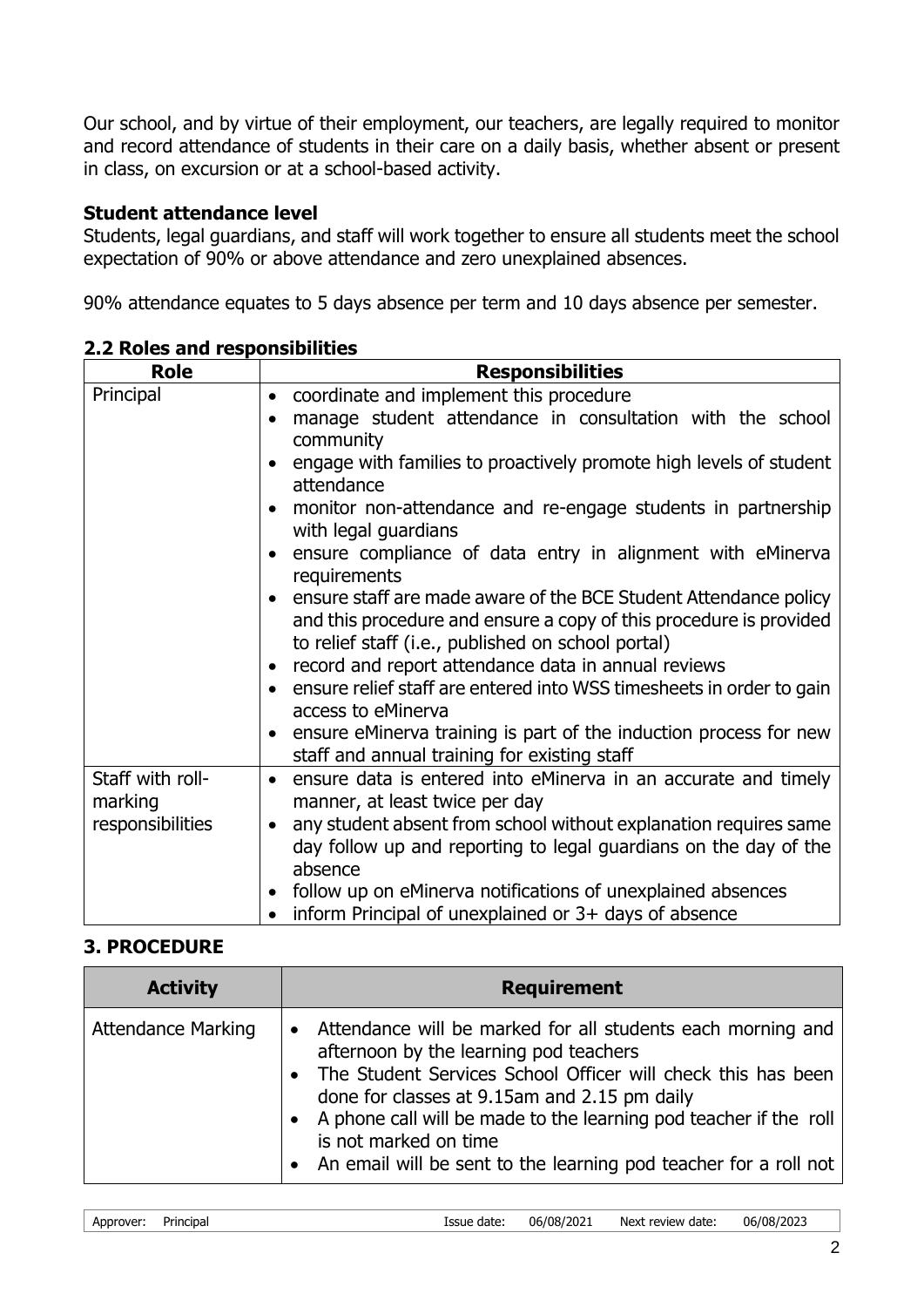Our school, and by virtue of their employment, our teachers, are legally required to monitor and record attendance of students in their care on a daily basis, whether absent or present in class, on excursion or at a school-based activity.

### Student attendance level

Students, legal guardians, and staff will work together to ensure all students meet the school expectation of 90% or above attendance and zero unexplained absences.

90% attendance equates to 5 days absence per term and 10 days absence per semester.

## 2.2 Roles and responsibilities

| Role | Responsibilities |
|---|---|
| Principal | • coordinate and implement this procedure<br>• manage student attendance in consultation with the school community<br>• engage with families to proactively promote high levels of student attendance<br>• monitor non-attendance and re-engage students in partnership with legal guardians<br>• ensure compliance of data entry in alignment with eMinerva requirements<br>• ensure staff are made aware of the BCE Student Attendance policy and this procedure and ensure a copy of this procedure is provided to relief staff (i.e., published on school portal)<br>• record and report attendance data in annual reviews<br>• ensure relief staff are entered into WSS timesheets in order to gain access to eMinerva<br>• ensure eMinerva training is part of the induction process for new staff and annual training for existing staff |
| Staff with roll-marking responsibilities | • ensure data is entered into eMinerva in an accurate and timely manner, at least twice per day<br>• any student absent from school without explanation requires same day follow up and reporting to legal guardians on the day of the absence<br>• follow up on eMinerva notifications of unexplained absences<br>• inform Principal of unexplained or 3+ days of absence |

## 3. PROCEDURE

| Activity | Requirement |
|---|---|
| Attendance Marking | • Attendance will be marked for all students each morning and afternoon by the learning pod teachers<br>• The Student Services School Officer will check this has been done for classes at 9.15am and 2.15 pm daily<br>• A phone call will be made to the learning pod teacher if the roll is not marked on time<br>• An email will be sent to the learning pod teacher for a roll not |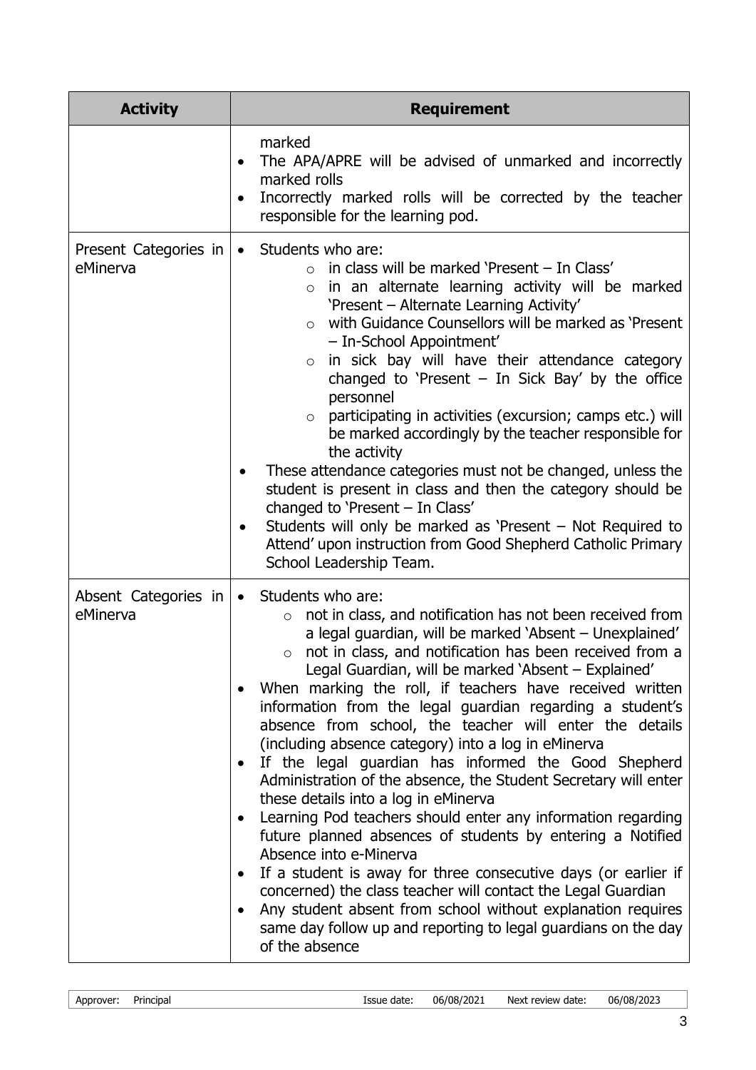| Activity | Requirement |
| --- | --- |
| | marked<br>• The APA/APRE will be advised of unmarked and incorrectly marked rolls<br>• Incorrectly marked rolls will be corrected by the teacher responsible for the learning pod. |
| Present Categories in eMinerva | • Students who are:<br>&nbsp;&nbsp;&nbsp;&nbsp;○ in class will be marked 'Present – In Class'<br>&nbsp;&nbsp;&nbsp;&nbsp;○ in an alternate learning activity will be marked 'Present – Alternate Learning Activity'<br>&nbsp;&nbsp;&nbsp;&nbsp;○ with Guidance Counsellors will be marked as 'Present – In-School Appointment'<br>&nbsp;&nbsp;&nbsp;&nbsp;○ in sick bay will have their attendance category changed to 'Present – In Sick Bay' by the office personnel<br>&nbsp;&nbsp;&nbsp;&nbsp;○ participating in activities (excursion; camps etc.) will be marked accordingly by the teacher responsible for the activity<br>• These attendance categories must not be changed, unless the student is present in class and then the category should be changed to 'Present – In Class'<br>• Students will only be marked as 'Present – Not Required to Attend' upon instruction from Good Shepherd Catholic Primary School Leadership Team. |
| Absent Categories in eMinerva | • Students who are:<br>&nbsp;&nbsp;&nbsp;&nbsp;○ not in class, and notification has not been received from a legal guardian, will be marked 'Absent – Unexplained'<br>&nbsp;&nbsp;&nbsp;&nbsp;○ not in class, and notification has been received from a Legal Guardian, will be marked 'Absent – Explained'<br>• When marking the roll, if teachers have received written information from the legal guardian regarding a student's absence from school, the teacher will enter the details (including absence category) into a log in eMinerva<br>• If the legal guardian has informed the Good Shepherd Administration of the absence, the Student Secretary will enter these details into a log in eMinerva<br>• Learning Pod teachers should enter any information regarding future planned absences of students by entering a Notified Absence into e-Minerva<br>• If a student is away for three consecutive days (or earlier if concerned) the class teacher will contact the Legal Guardian<br>• Any student absent from school without explanation requires same day follow up and reporting to legal guardians on the day of the absence |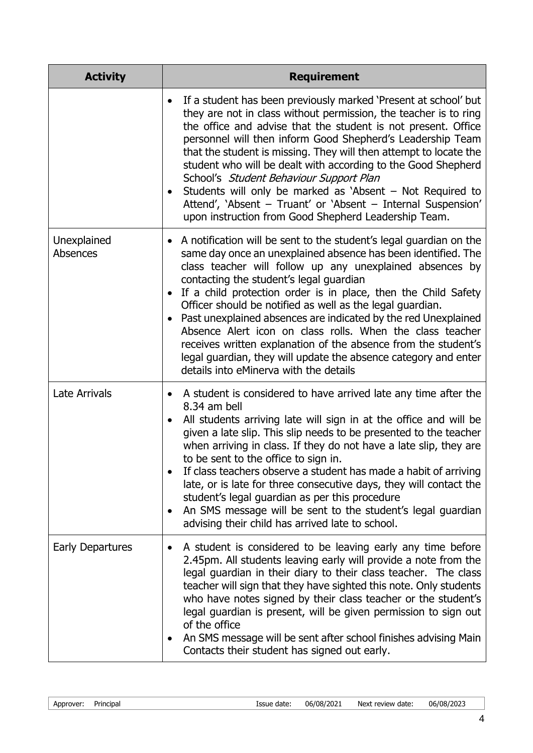| Activity | Requirement |
|---|---|
| | • If a student has been previously marked 'Present at school' but they are not in class without permission, the teacher is to ring the office and advise that the student is not present. Office personnel will then inform Good Shepherd's Leadership Team that the student is missing. They will then attempt to locate the student who will be dealt with according to the Good Shepherd School's *Student Behaviour Support Plan*<br>• Students will only be marked as 'Absent – Not Required to Attend', 'Absent – Truant' or 'Absent – Internal Suspension' upon instruction from Good Shepherd Leadership Team. |
| Unexplained Absences | • A notification will be sent to the student's legal guardian on the same day once an unexplained absence has been identified. The class teacher will follow up any unexplained absences by contacting the student's legal guardian<br>• If a child protection order is in place, then the Child Safety Officer should be notified as well as the legal guardian.<br>• Past unexplained absences are indicated by the red Unexplained Absence Alert icon on class rolls. When the class teacher receives written explanation of the absence from the student's legal guardian, they will update the absence category and enter details into eMinerva with the details |
| Late Arrivals | • A student is considered to have arrived late any time after the 8.34 am bell<br>• All students arriving late will sign in at the office and will be given a late slip. This slip needs to be presented to the teacher when arriving in class. If they do not have a late slip, they are to be sent to the office to sign in.<br>• If class teachers observe a student has made a habit of arriving late, or is late for three consecutive days, they will contact the student's legal guardian as per this procedure<br>• An SMS message will be sent to the student's legal guardian advising their child has arrived late to school. |
| Early Departures | • A student is considered to be leaving early any time before 2.45pm. All students leaving early will provide a note from the legal guardian in their diary to their class teacher. The class teacher will sign that they have sighted this note. Only students who have notes signed by their class teacher or the student's legal guardian is present, will be given permission to sign out of the office<br>• An SMS message will be sent after school finishes advising Main Contacts their student has signed out early. |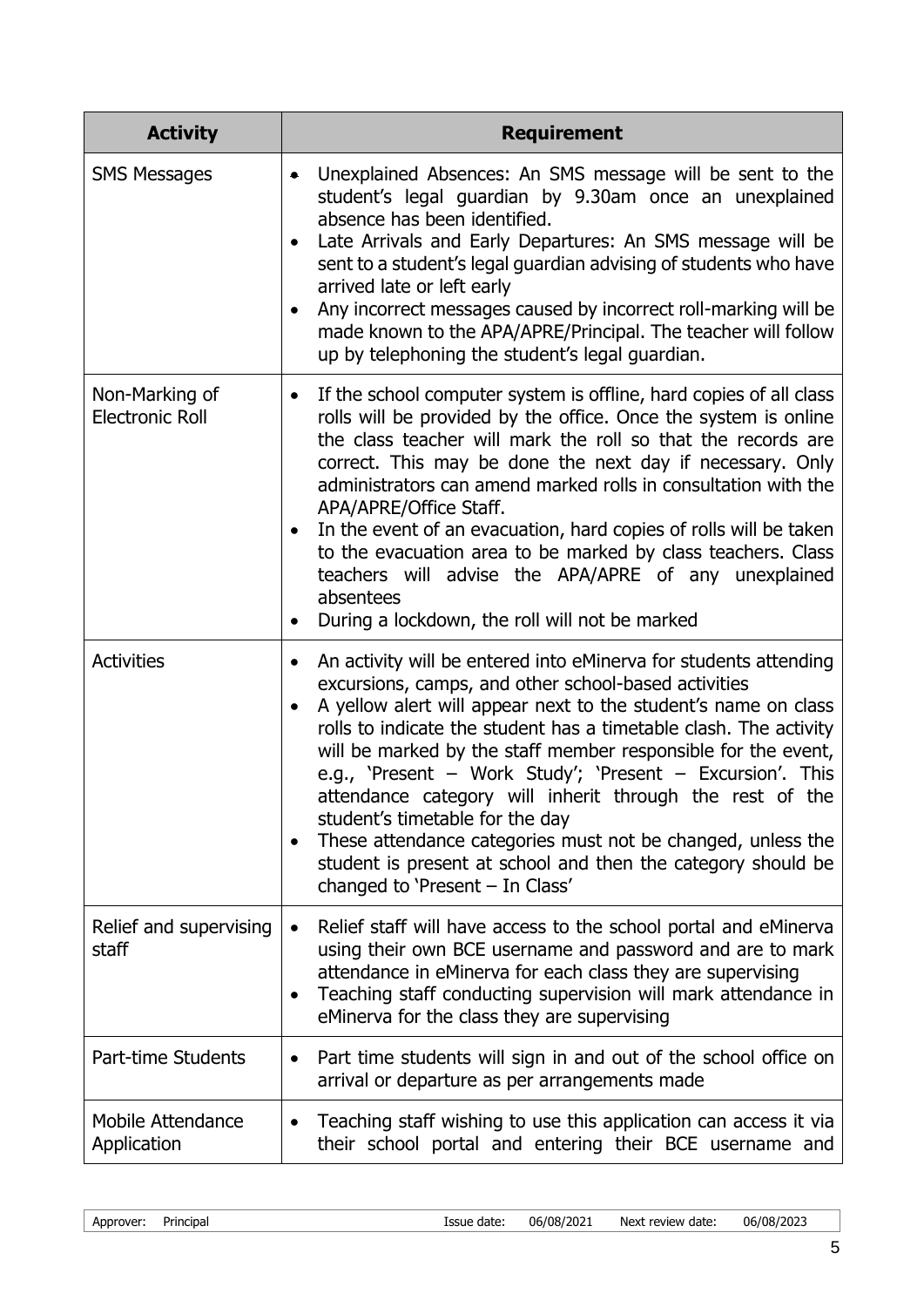| Activity | Requirement |
|---|---|
| SMS Messages | • Unexplained Absences: An SMS message will be sent to the student's legal guardian by 9.30am once an unexplained absence has been identified.<br>• Late Arrivals and Early Departures: An SMS message will be sent to a student's legal guardian advising of students who have arrived late or left early<br>• Any incorrect messages caused by incorrect roll-marking will be made known to the APA/APRE/Principal. The teacher will follow up by telephoning the student's legal guardian. |
| Non-Marking of Electronic Roll | • If the school computer system is offline, hard copies of all class rolls will be provided by the office. Once the system is online the class teacher will mark the roll so that the records are correct. This may be done the next day if necessary. Only administrators can amend marked rolls in consultation with the APA/APRE/Office Staff.<br>• In the event of an evacuation, hard copies of rolls will be taken to the evacuation area to be marked by class teachers. Class teachers will advise the APA/APRE of any unexplained absentees<br>• During a lockdown, the roll will not be marked |
| Activities | • An activity will be entered into eMinerva for students attending excursions, camps, and other school-based activities<br>• A yellow alert will appear next to the student's name on class rolls to indicate the student has a timetable clash. The activity will be marked by the staff member responsible for the event, e.g., 'Present – Work Study'; 'Present – Excursion'. This attendance category will inherit through the rest of the student's timetable for the day<br>• These attendance categories must not be changed, unless the student is present at school and then the category should be changed to 'Present – In Class' |
| Relief and supervising staff | • Relief staff will have access to the school portal and eMinerva using their own BCE username and password and are to mark attendance in eMinerva for each class they are supervising<br>• Teaching staff conducting supervision will mark attendance in eMinerva for the class they are supervising |
| Part-time Students | • Part time students will sign in and out of the school office on arrival or departure as per arrangements made |
| Mobile Attendance Application | • Teaching staff wishing to use this application can access it via their school portal and entering their BCE username and |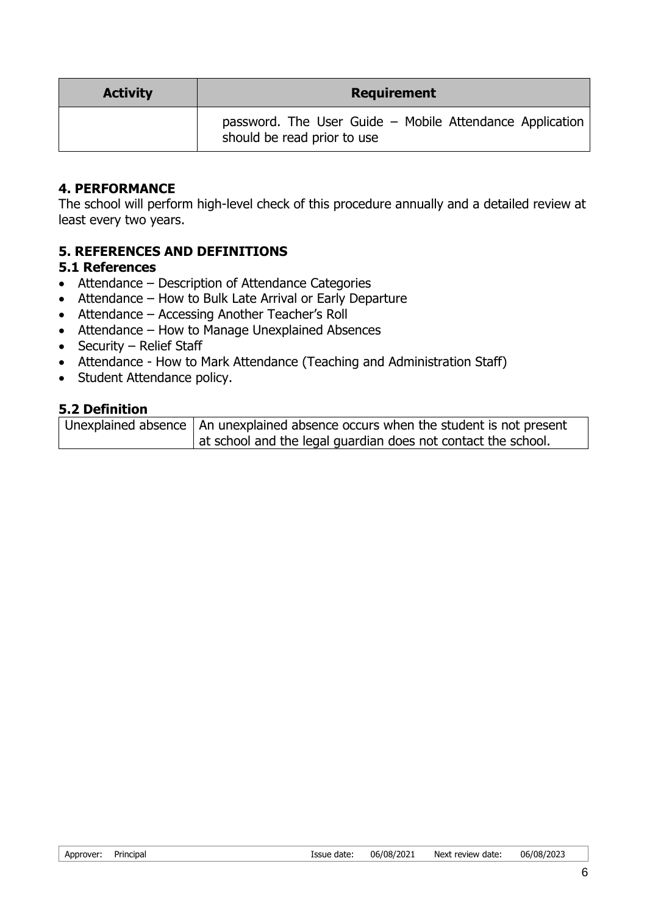| Activity | Requirement |
|---|---|
| | password. The User Guide – Mobile Attendance Application should be read prior to use |

## 4. PERFORMANCE

The school will perform high-level check of this procedure annually and a detailed review at least every two years.

## 5. REFERENCES AND DEFINITIONS

### 5.1 References

- Attendance – Description of Attendance Categories
- Attendance – How to Bulk Late Arrival or Early Departure
- Attendance – Accessing Another Teacher's Roll
- Attendance – How to Manage Unexplained Absences
- Security – Relief Staff
- Attendance - How to Mark Attendance (Teaching and Administration Staff)
- Student Attendance policy.

### 5.2 Definition

| | |
|---|---|
| Unexplained absence | An unexplained absence occurs when the student is not present at school and the legal guardian does not contact the school. |

| | | | | | | | |
|---|---|---|---|---|---|---|---|
| Approver: | Principal | Issue date: | 06/08/2021 | Next review date: | 06/08/2023 | | |